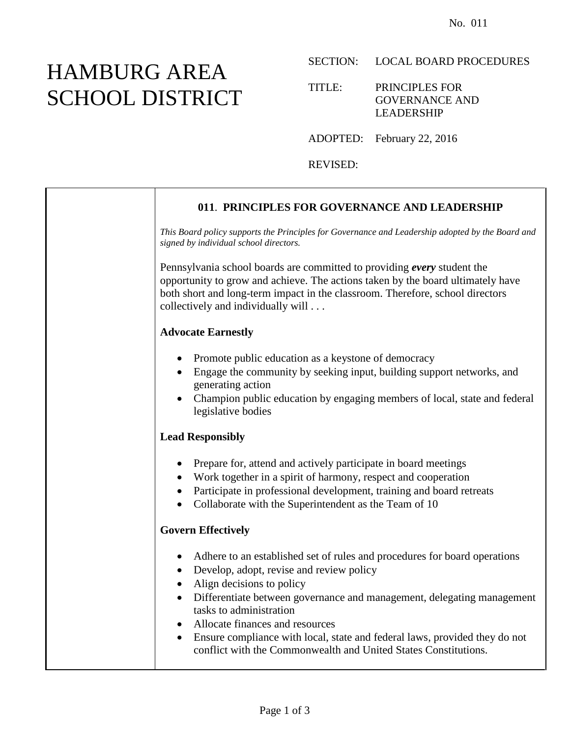No. 011

# HAMBURG AREA SCHOOL DISTRICT

SECTION: LOCAL BOARD PROCEDURES

TITLE: PRINCIPLES FOR GOVERNANCE AND LEADERSHIP

ADOPTED: February 22, 2016

REVISED:

## 011. PRINCIPLES FOR GOVERNANCE AND LEADERSHIP

*This Board policy supports the Principles for Governance and Leadership adopted by the Board and signed by individual school directors.*

Pennsylvania school boards are committed to providing ***every*** student the opportunity to grow and achieve. The actions taken by the board ultimately have both short and long-term impact in the classroom. Therefore, school directors collectively and individually will . . .

**Advocate Earnestly**

- Promote public education as a keystone of democracy
- Engage the community by seeking input, building support networks, and generating action
- Champion public education by engaging members of local, state and federal legislative bodies

**Lead Responsibly**

- Prepare for, attend and actively participate in board meetings
- Work together in a spirit of harmony, respect and cooperation
- Participate in professional development, training and board retreats
- Collaborate with the Superintendent as the Team of 10

**Govern Effectively**

- Adhere to an established set of rules and procedures for board operations
- Develop, adopt, revise and review policy
- Align decisions to policy
- Differentiate between governance and management, delegating management tasks to administration
- Allocate finances and resources
- Ensure compliance with local, state and federal laws, provided they do not conflict with the Commonwealth and United States Constitutions.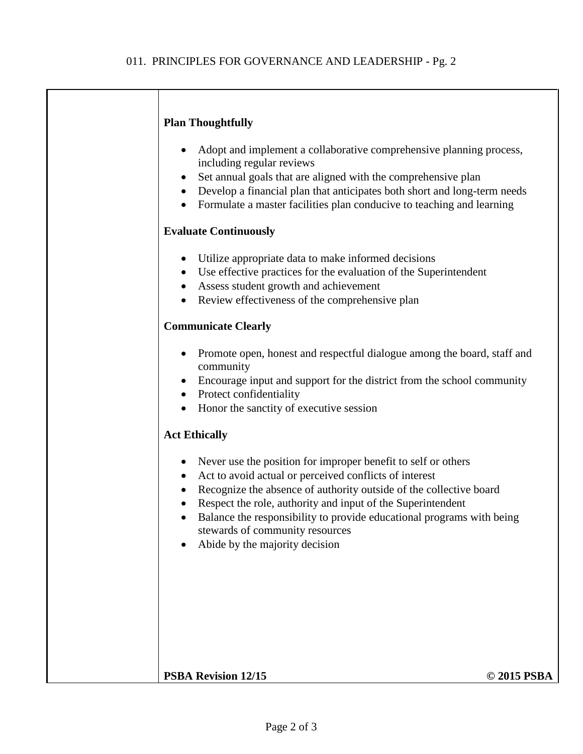**Plan Thoughtfully**

- Adopt and implement a collaborative comprehensive planning process, including regular reviews
- Set annual goals that are aligned with the comprehensive plan
- Develop a financial plan that anticipates both short and long-term needs
- Formulate a master facilities plan conducive to teaching and learning

**Evaluate Continuously**

- Utilize appropriate data to make informed decisions
- Use effective practices for the evaluation of the Superintendent
- Assess student growth and achievement
- Review effectiveness of the comprehensive plan

**Communicate Clearly**

- Promote open, honest and respectful dialogue among the board, staff and community
- Encourage input and support for the district from the school community
- Protect confidentiality
- Honor the sanctity of executive session

**Act Ethically**

- Never use the position for improper benefit to self or others
- Act to avoid actual or perceived conflicts of interest
- Recognize the absence of authority outside of the collective board
- Respect the role, authority and input of the Superintendent
- Balance the responsibility to provide educational programs with being stewards of community resources
- Abide by the majority decision

**PSBA Revision 12/15** **© 2015 PSBA**